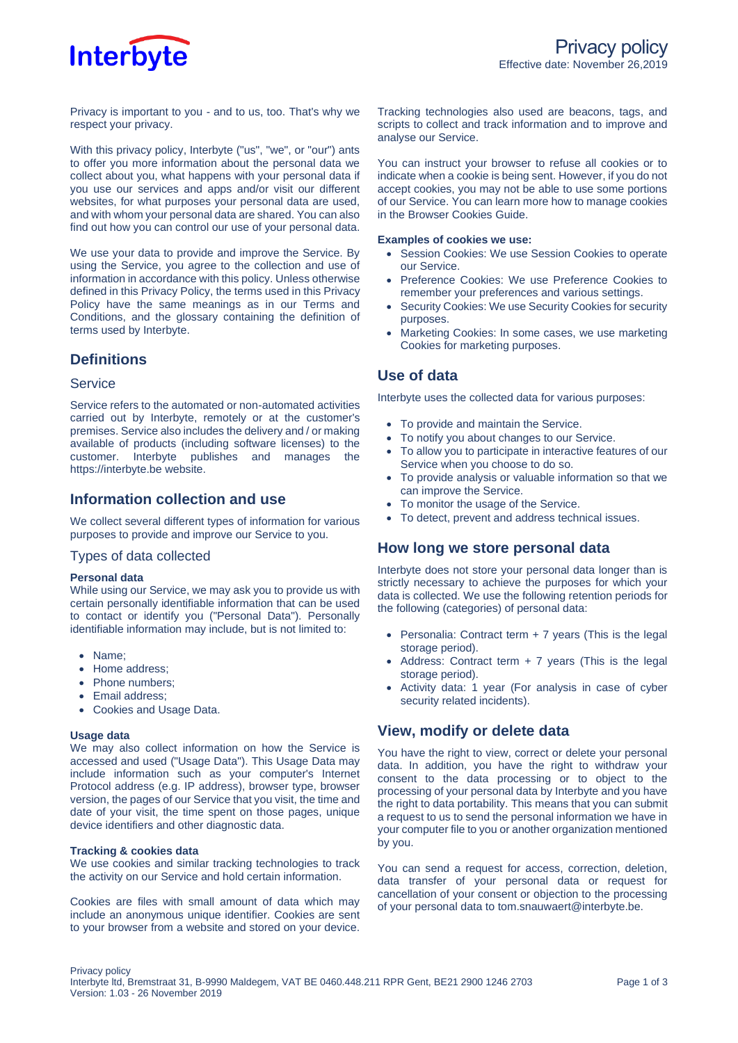# Privacy policy

Effective date: November 26,2019

Privacy is important to you - and to us, too. That's why we respect your privacy.

With this privacy policy, Interbyte ("us", "we", or "our") ants to offer you more information about the personal data we collect about you, what happens with your personal data if you use our services and apps and/or visit our different websites, for what purposes your personal data are used, and with whom your personal data are shared. You can also find out how you can control our use of your personal data.

We use your data to provide and improve the Service. By using the Service, you agree to the collection and use of information in accordance with this policy. Unless otherwise defined in this Privacy Policy, the terms used in this Privacy Policy have the same meanings as in our Terms and Conditions, and the glossary containing the definition of terms used by Interbyte.

## Definitions

### Service

Service refers to the automated or non-automated activities carried out by Interbyte, remotely or at the customer's premises. Service also includes the delivery and / or making available of products (including software licenses) to the customer. Interbyte publishes and manages the https://interbyte.be website.

## Information collection and use

We collect several different types of information for various purposes to provide and improve our Service to you.

### Types of data collected

**Personal data**

While using our Service, we may ask you to provide us with certain personally identifiable information that can be used to contact or identify you ("Personal Data"). Personally identifiable information may include, but is not limited to:

- Name;
- Home address;
- Phone numbers;
- Email address;
- Cookies and Usage Data.

**Usage data**

We may also collect information on how the Service is accessed and used ("Usage Data"). This Usage Data may include information such as your computer's Internet Protocol address (e.g. IP address), browser type, browser version, the pages of our Service that you visit, the time and date of your visit, the time spent on those pages, unique device identifiers and other diagnostic data.

**Tracking & cookies data**

We use cookies and similar tracking technologies to track the activity on our Service and hold certain information.

Cookies are files with small amount of data which may include an anonymous unique identifier. Cookies are sent to your browser from a website and stored on your device.

Tracking technologies also used are beacons, tags, and scripts to collect and track information and to improve and analyse our Service.

You can instruct your browser to refuse all cookies or to indicate when a cookie is being sent. However, if you do not accept cookies, you may not be able to use some portions of our Service. You can learn more how to manage cookies in the Browser Cookies Guide.

**Examples of cookies we use:**

- Session Cookies: We use Session Cookies to operate our Service.
- Preference Cookies: We use Preference Cookies to remember your preferences and various settings.
- Security Cookies: We use Security Cookies for security purposes.
- Marketing Cookies: In some cases, we use marketing Cookies for marketing purposes.

## Use of data

Interbyte uses the collected data for various purposes:

- To provide and maintain the Service.
- To notify you about changes to our Service.
- To allow you to participate in interactive features of our Service when you choose to do so.
- To provide analysis or valuable information so that we can improve the Service.
- To monitor the usage of the Service.
- To detect, prevent and address technical issues.

## How long we store personal data

Interbyte does not store your personal data longer than is strictly necessary to achieve the purposes for which your data is collected. We use the following retention periods for the following (categories) of personal data:

- Personalia: Contract term + 7 years (This is the legal storage period).
- Address: Contract term + 7 years (This is the legal storage period).
- Activity data: 1 year (For analysis in case of cyber security related incidents).

## View, modify or delete data

You have the right to view, correct or delete your personal data. In addition, you have the right to withdraw your consent to the data processing or to object to the processing of your personal data by Interbyte and you have the right to data portability. This means that you can submit a request to us to send the personal information we have in your computer file to you or another organization mentioned by you.

You can send a request for access, correction, deletion, data transfer of your personal data or request for cancellation of your consent or objection to the processing of your personal data to tom.snauwaert@interbyte.be.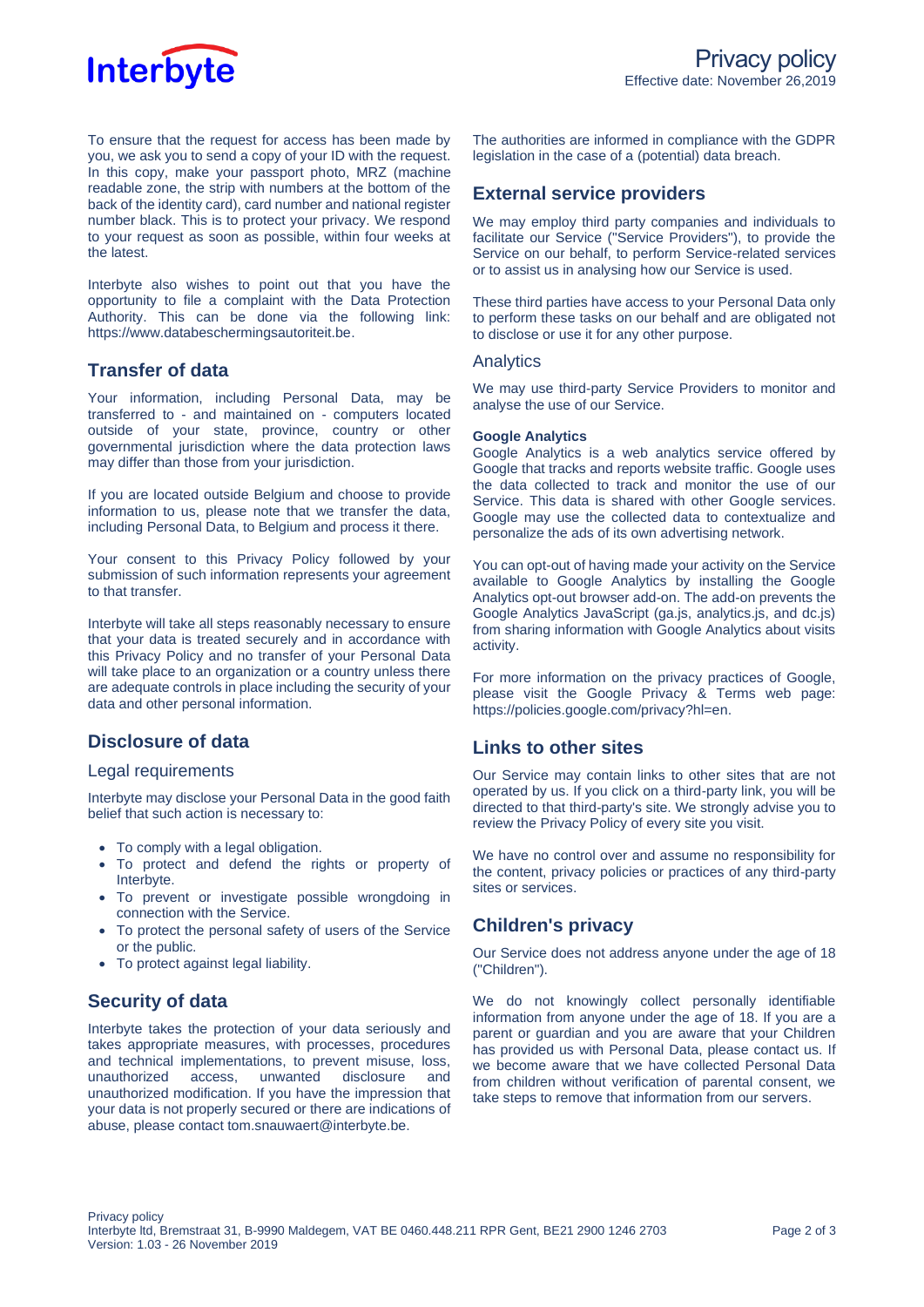To ensure that the request for access has been made by you, we ask you to send a copy of your ID with the request. In this copy, make your passport photo, MRZ (machine readable zone, the strip with numbers at the bottom of the back of the identity card), card number and national register number black. This is to protect your privacy. We respond to your request as soon as possible, within four weeks at the latest.

Interbyte also wishes to point out that you have the opportunity to file a complaint with the Data Protection Authority. This can be done via the following link: https://www.databeschermingsautoriteit.be.

## Transfer of data

Your information, including Personal Data, may be transferred to - and maintained on - computers located outside of your state, province, country or other governmental jurisdiction where the data protection laws may differ than those from your jurisdiction.

If you are located outside Belgium and choose to provide information to us, please note that we transfer the data, including Personal Data, to Belgium and process it there.

Your consent to this Privacy Policy followed by your submission of such information represents your agreement to that transfer.

Interbyte will take all steps reasonably necessary to ensure that your data is treated securely and in accordance with this Privacy Policy and no transfer of your Personal Data will take place to an organization or a country unless there are adequate controls in place including the security of your data and other personal information.

## Disclosure of data

### Legal requirements

Interbyte may disclose your Personal Data in the good faith belief that such action is necessary to:

- To comply with a legal obligation.
- To protect and defend the rights or property of Interbyte.
- To prevent or investigate possible wrongdoing in connection with the Service.
- To protect the personal safety of users of the Service or the public.
- To protect against legal liability.

## Security of data

Interbyte takes the protection of your data seriously and takes appropriate measures, with processes, procedures and technical implementations, to prevent misuse, loss, unauthorized access, unwanted disclosure and unauthorized modification. If you have the impression that your data is not properly secured or there are indications of abuse, please contact tom.snauwaert@interbyte.be.

The authorities are informed in compliance with the GDPR legislation in the case of a (potential) data breach.

## External service providers

We may employ third party companies and individuals to facilitate our Service ("Service Providers"), to provide the Service on our behalf, to perform Service-related services or to assist us in analysing how our Service is used.

These third parties have access to your Personal Data only to perform these tasks on our behalf and are obligated not to disclose or use it for any other purpose.

### Analytics

We may use third-party Service Providers to monitor and analyse the use of our Service.

**Google Analytics**
Google Analytics is a web analytics service offered by Google that tracks and reports website traffic. Google uses the data collected to track and monitor the use of our Service. This data is shared with other Google services. Google may use the collected data to contextualize and personalize the ads of its own advertising network.

You can opt-out of having made your activity on the Service available to Google Analytics by installing the Google Analytics opt-out browser add-on. The add-on prevents the Google Analytics JavaScript (ga.js, analytics.js, and dc.js) from sharing information with Google Analytics about visits activity.

For more information on the privacy practices of Google, please visit the Google Privacy & Terms web page: https://policies.google.com/privacy?hl=en.

## Links to other sites

Our Service may contain links to other sites that are not operated by us. If you click on a third-party link, you will be directed to that third-party's site. We strongly advise you to review the Privacy Policy of every site you visit.

We have no control over and assume no responsibility for the content, privacy policies or practices of any third-party sites or services.

## Children's privacy

Our Service does not address anyone under the age of 18 ("Children").

We do not knowingly collect personally identifiable information from anyone under the age of 18. If you are a parent or guardian and you are aware that your Children has provided us with Personal Data, please contact us. If we become aware that we have collected Personal Data from children without verification of parental consent, we take steps to remove that information from our servers.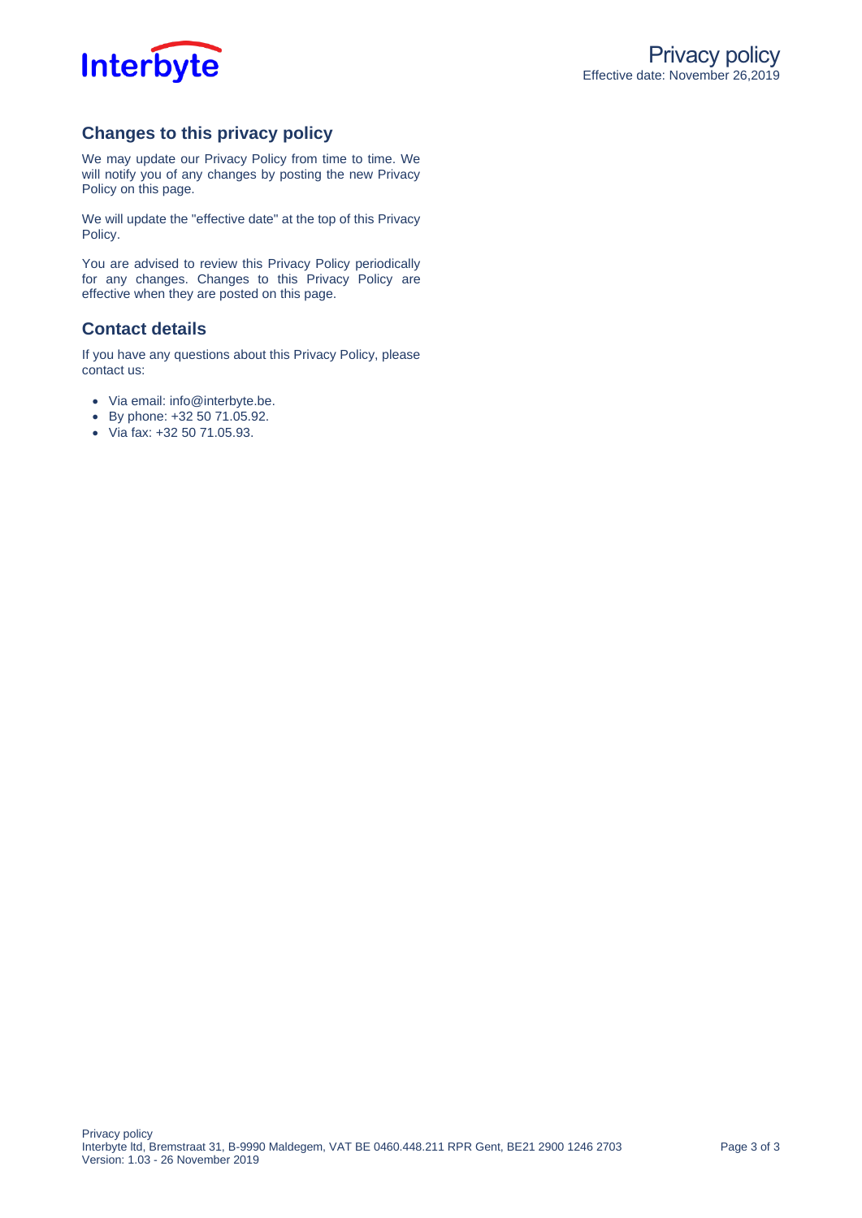## Changes to this privacy policy

We may update our Privacy Policy from time to time. We will notify you of any changes by posting the new Privacy Policy on this page.

We will update the "effective date" at the top of this Privacy Policy.

You are advised to review this Privacy Policy periodically for any changes. Changes to this Privacy Policy are effective when they are posted on this page.

## Contact details

If you have any questions about this Privacy Policy, please contact us:

- Via email: info@interbyte.be.
- By phone: +32 50 71.05.92.
- Via fax: +32 50 71.05.93.